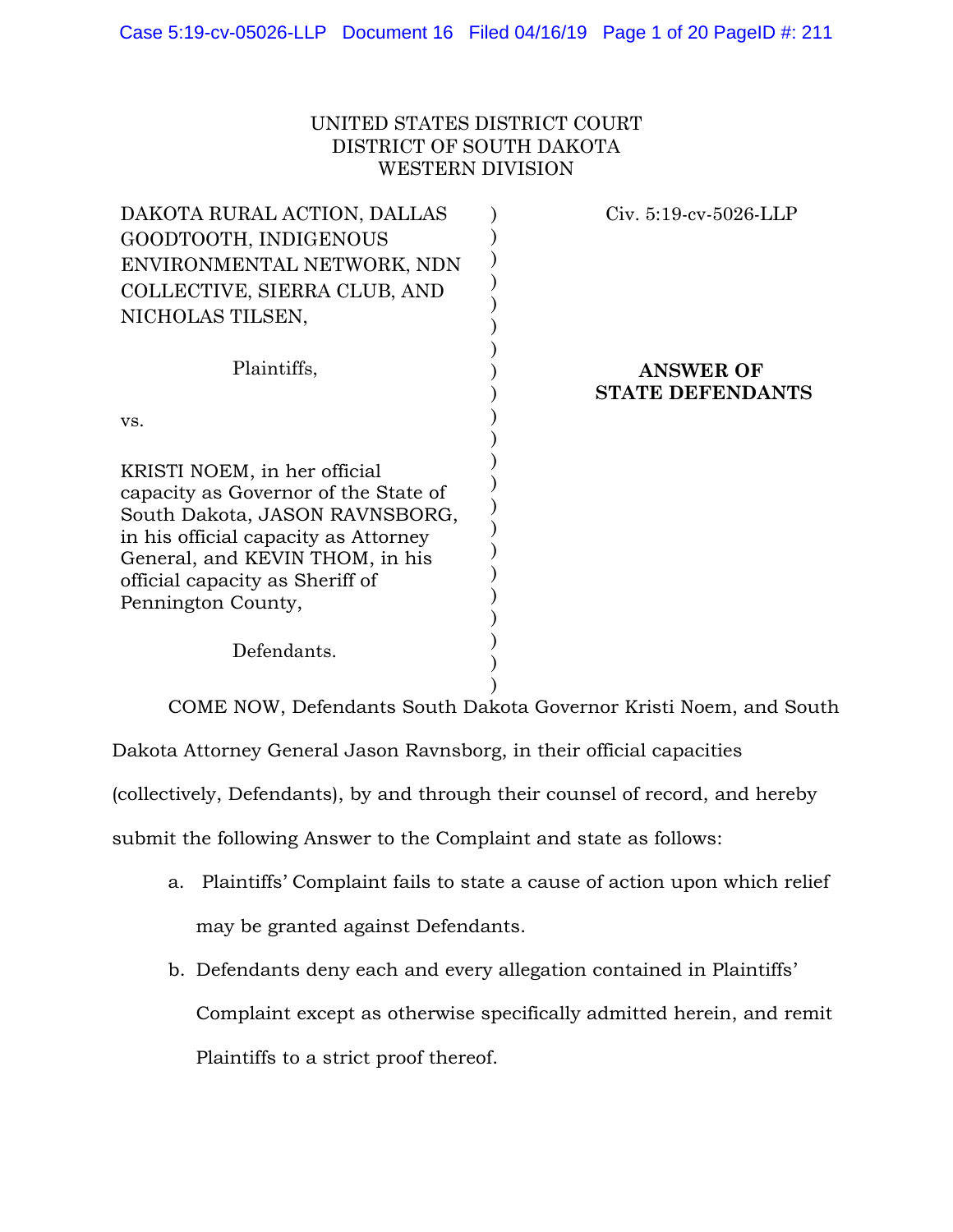UNITED STATES DISTRICT COURT
DISTRICT OF SOUTH DAKOTA
WESTERN DIVISION

| | |
|---|---|
| DAKOTA RURAL ACTION, DALLAS GOODTOOTH, INDIGENOUS ENVIRONMENTAL NETWORK, NDN COLLECTIVE, SIERRA CLUB, AND NICHOLAS TILSEN,<br><br>Plaintiffs,<br><br>vs.<br><br>KRISTI NOEM, in her official capacity as Governor of the State of South Dakota, JASON RAVNSBORG, in his official capacity as Attorney General, and KEVIN THOM, in his official capacity as Sheriff of Pennington County,<br><br>Defendants. | Civ. 5:19-cv-5026-LLP<br><br>**ANSWER OF STATE DEFENDANTS** |

COME NOW, Defendants South Dakota Governor Kristi Noem, and South Dakota Attorney General Jason Ravnsborg, in their official capacities (collectively, Defendants), by and through their counsel of record, and hereby submit the following Answer to the Complaint and state as follows:

a. Plaintiffs' Complaint fails to state a cause of action upon which relief may be granted against Defendants.

b. Defendants deny each and every allegation contained in Plaintiffs' Complaint except as otherwise specifically admitted herein, and remit Plaintiffs to a strict proof thereof.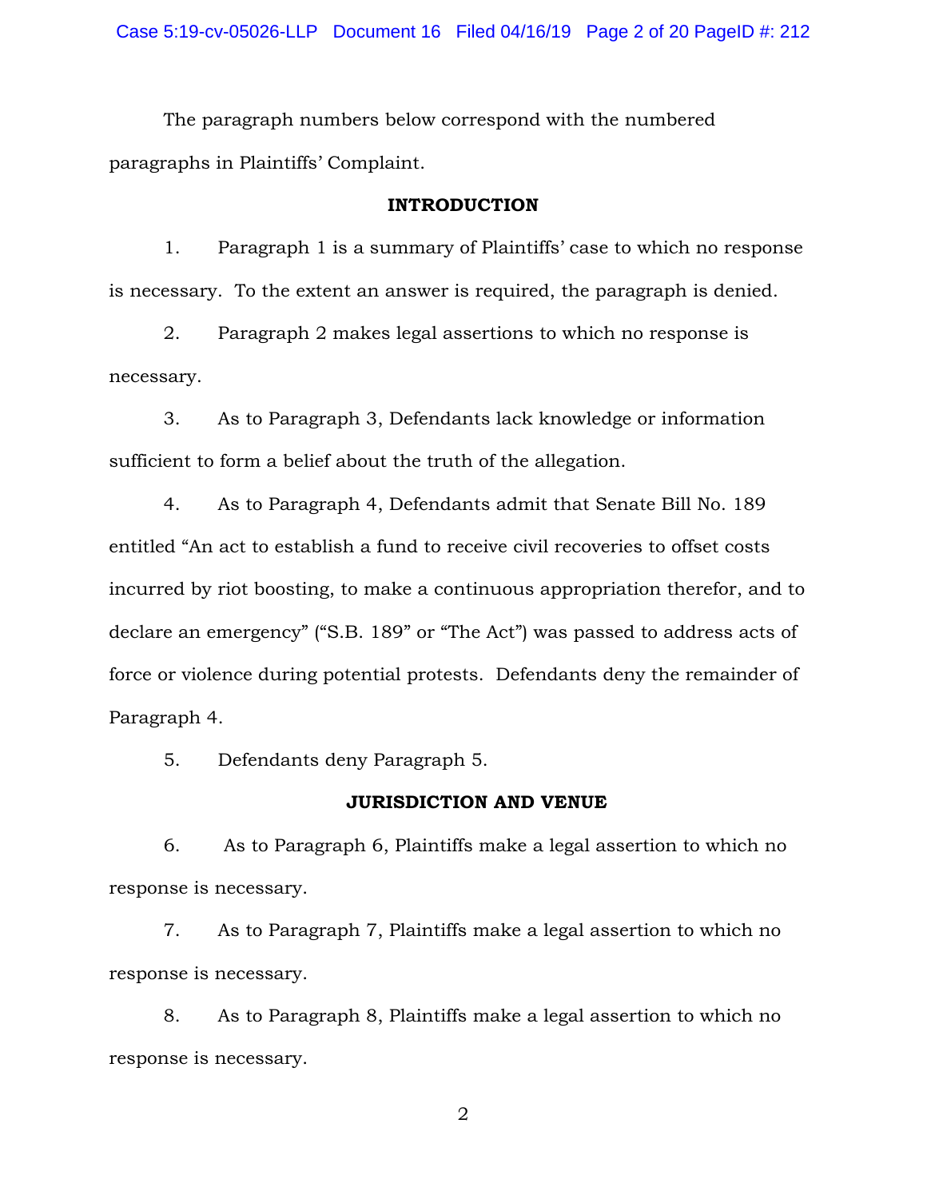The paragraph numbers below correspond with the numbered paragraphs in Plaintiffs' Complaint.

## INTRODUCTION

1. Paragraph 1 is a summary of Plaintiffs' case to which no response is necessary. To the extent an answer is required, the paragraph is denied.

2. Paragraph 2 makes legal assertions to which no response is necessary.

3. As to Paragraph 3, Defendants lack knowledge or information sufficient to form a belief about the truth of the allegation.

4. As to Paragraph 4, Defendants admit that Senate Bill No. 189 entitled "An act to establish a fund to receive civil recoveries to offset costs incurred by riot boosting, to make a continuous appropriation therefor, and to declare an emergency" ("S.B. 189" or "The Act") was passed to address acts of force or violence during potential protests. Defendants deny the remainder of Paragraph 4.

5. Defendants deny Paragraph 5.

## JURISDICTION AND VENUE

6. As to Paragraph 6, Plaintiffs make a legal assertion to which no response is necessary.

7. As to Paragraph 7, Plaintiffs make a legal assertion to which no response is necessary.

8. As to Paragraph 8, Plaintiffs make a legal assertion to which no response is necessary.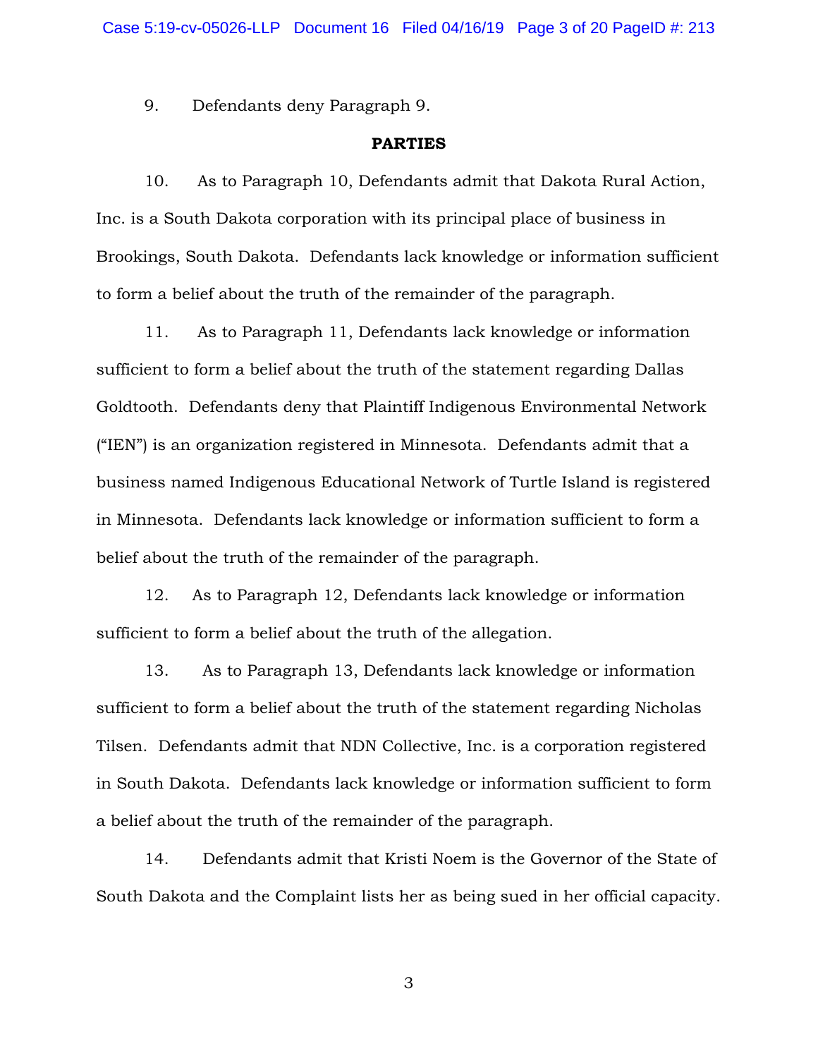9. Defendants deny Paragraph 9.

**PARTIES**

10. As to Paragraph 10, Defendants admit that Dakota Rural Action, Inc. is a South Dakota corporation with its principal place of business in Brookings, South Dakota. Defendants lack knowledge or information sufficient to form a belief about the truth of the remainder of the paragraph.

11. As to Paragraph 11, Defendants lack knowledge or information sufficient to form a belief about the truth of the statement regarding Dallas Goldtooth. Defendants deny that Plaintiff Indigenous Environmental Network ("IEN") is an organization registered in Minnesota. Defendants admit that a business named Indigenous Educational Network of Turtle Island is registered in Minnesota. Defendants lack knowledge or information sufficient to form a belief about the truth of the remainder of the paragraph.

12. As to Paragraph 12, Defendants lack knowledge or information sufficient to form a belief about the truth of the allegation.

13. As to Paragraph 13, Defendants lack knowledge or information sufficient to form a belief about the truth of the statement regarding Nicholas Tilsen. Defendants admit that NDN Collective, Inc. is a corporation registered in South Dakota. Defendants lack knowledge or information sufficient to form a belief about the truth of the remainder of the paragraph.

14. Defendants admit that Kristi Noem is the Governor of the State of South Dakota and the Complaint lists her as being sued in her official capacity.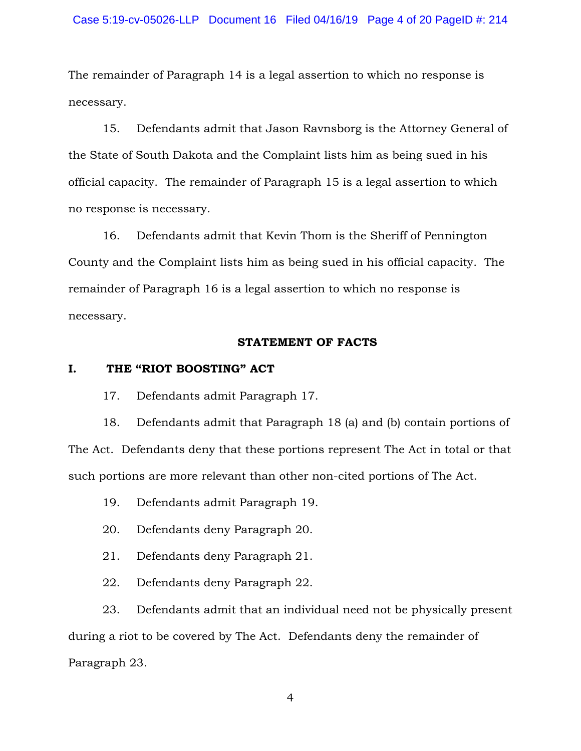The remainder of Paragraph 14 is a legal assertion to which no response is necessary.

15. Defendants admit that Jason Ravnsborg is the Attorney General of the State of South Dakota and the Complaint lists him as being sued in his official capacity. The remainder of Paragraph 15 is a legal assertion to which no response is necessary.

16. Defendants admit that Kevin Thom is the Sheriff of Pennington County and the Complaint lists him as being sued in his official capacity. The remainder of Paragraph 16 is a legal assertion to which no response is necessary.

## STATEMENT OF FACTS

### I. THE "RIOT BOOSTING" ACT

17. Defendants admit Paragraph 17.

18. Defendants admit that Paragraph 18 (a) and (b) contain portions of The Act. Defendants deny that these portions represent The Act in total or that such portions are more relevant than other non-cited portions of The Act.

19. Defendants admit Paragraph 19.

20. Defendants deny Paragraph 20.

21. Defendants deny Paragraph 21.

22. Defendants deny Paragraph 22.

23. Defendants admit that an individual need not be physically present during a riot to be covered by The Act. Defendants deny the remainder of Paragraph 23.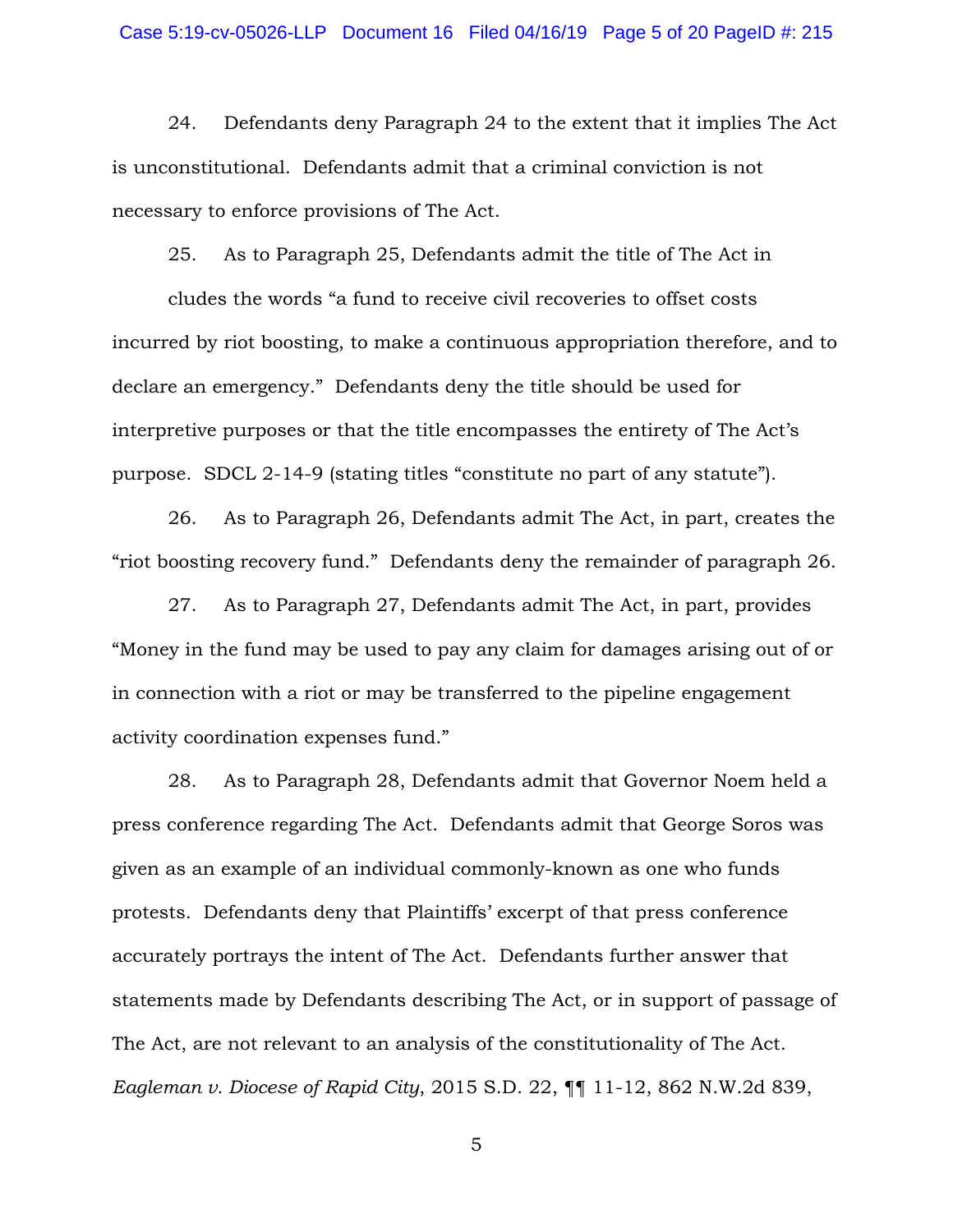24. Defendants deny Paragraph 24 to the extent that it implies The Act is unconstitutional. Defendants admit that a criminal conviction is not necessary to enforce provisions of The Act.

25. As to Paragraph 25, Defendants admit the title of The Act in cludes the words "a fund to receive civil recoveries to offset costs incurred by riot boosting, to make a continuous appropriation therefore, and to declare an emergency." Defendants deny the title should be used for interpretive purposes or that the title encompasses the entirety of The Act's purpose. SDCL 2-14-9 (stating titles "constitute no part of any statute").

26. As to Paragraph 26, Defendants admit The Act, in part, creates the "riot boosting recovery fund." Defendants deny the remainder of paragraph 26.

27. As to Paragraph 27, Defendants admit The Act, in part, provides "Money in the fund may be used to pay any claim for damages arising out of or in connection with a riot or may be transferred to the pipeline engagement activity coordination expenses fund."

28. As to Paragraph 28, Defendants admit that Governor Noem held a press conference regarding The Act. Defendants admit that George Soros was given as an example of an individual commonly-known as one who funds protests. Defendants deny that Plaintiffs' excerpt of that press conference accurately portrays the intent of The Act. Defendants further answer that statements made by Defendants describing The Act, or in support of passage of The Act, are not relevant to an analysis of the constitutionality of The Act. *Eagleman v. Diocese of Rapid City*, 2015 S.D. 22, ¶¶ 11-12, 862 N.W.2d 839,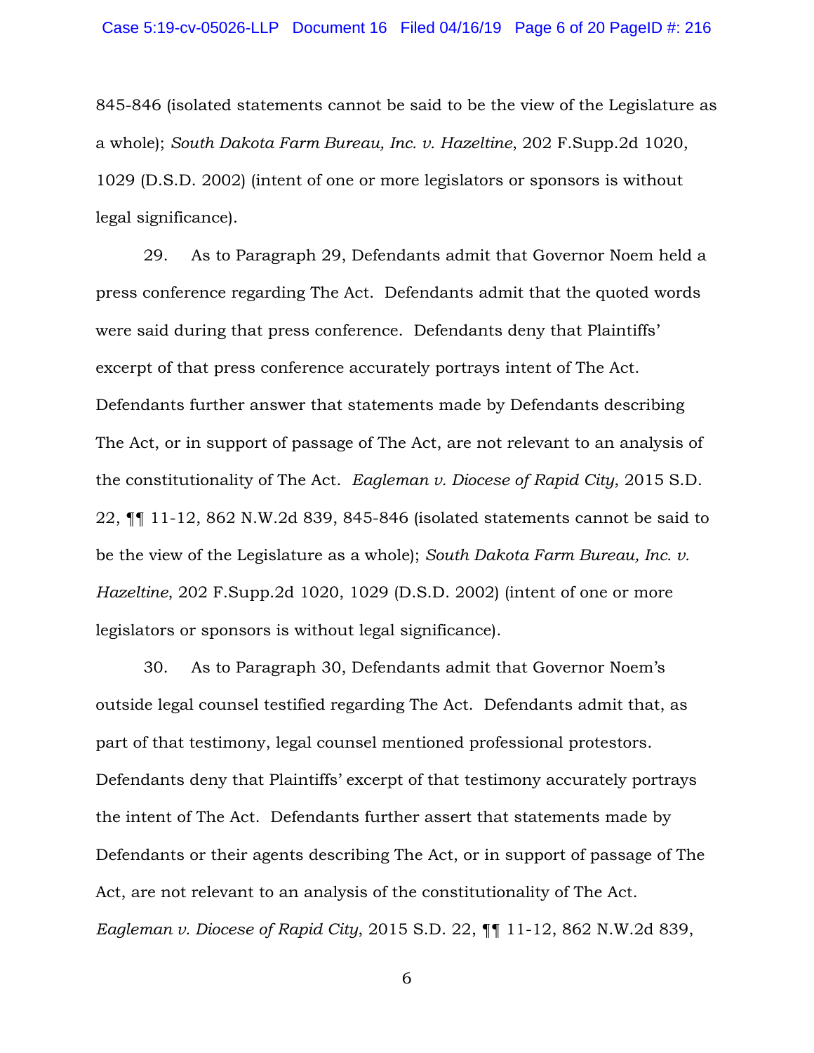845-846 (isolated statements cannot be said to be the view of the Legislature as a whole); *South Dakota Farm Bureau, Inc. v. Hazeltine*, 202 F.Supp.2d 1020, 1029 (D.S.D. 2002) (intent of one or more legislators or sponsors is without legal significance).

29. As to Paragraph 29, Defendants admit that Governor Noem held a press conference regarding The Act. Defendants admit that the quoted words were said during that press conference. Defendants deny that Plaintiffs' excerpt of that press conference accurately portrays intent of The Act. Defendants further answer that statements made by Defendants describing The Act, or in support of passage of The Act, are not relevant to an analysis of the constitutionality of The Act. *Eagleman v. Diocese of Rapid City*, 2015 S.D. 22, ¶¶ 11-12, 862 N.W.2d 839, 845-846 (isolated statements cannot be said to be the view of the Legislature as a whole); *South Dakota Farm Bureau, Inc. v. Hazeltine*, 202 F.Supp.2d 1020, 1029 (D.S.D. 2002) (intent of one or more legislators or sponsors is without legal significance).

30. As to Paragraph 30, Defendants admit that Governor Noem's outside legal counsel testified regarding The Act. Defendants admit that, as part of that testimony, legal counsel mentioned professional protestors. Defendants deny that Plaintiffs' excerpt of that testimony accurately portrays the intent of The Act. Defendants further assert that statements made by Defendants or their agents describing The Act, or in support of passage of The Act, are not relevant to an analysis of the constitutionality of The Act. *Eagleman v. Diocese of Rapid City*, 2015 S.D. 22, ¶¶ 11-12, 862 N.W.2d 839,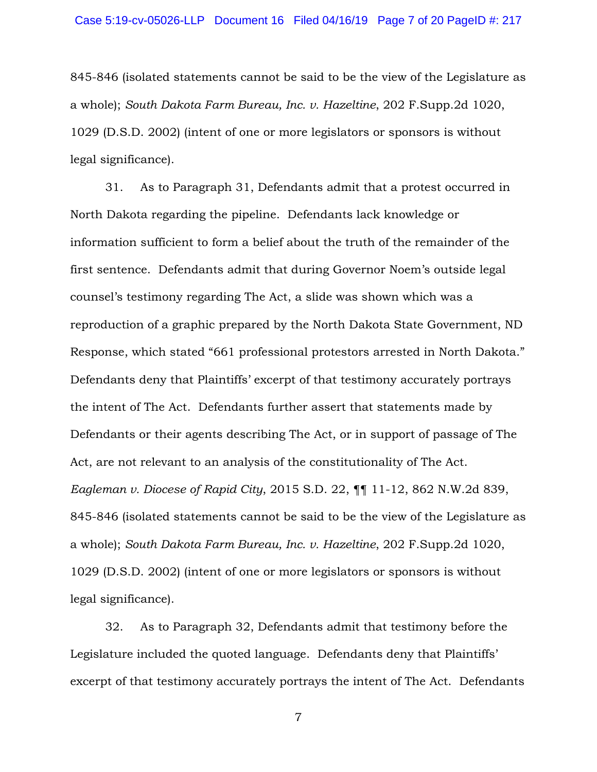845-846 (isolated statements cannot be said to be the view of the Legislature as a whole); *South Dakota Farm Bureau, Inc. v. Hazeltine*, 202 F.Supp.2d 1020, 1029 (D.S.D. 2002) (intent of one or more legislators or sponsors is without legal significance).

31. As to Paragraph 31, Defendants admit that a protest occurred in North Dakota regarding the pipeline. Defendants lack knowledge or information sufficient to form a belief about the truth of the remainder of the first sentence. Defendants admit that during Governor Noem's outside legal counsel's testimony regarding The Act, a slide was shown which was a reproduction of a graphic prepared by the North Dakota State Government, ND Response, which stated "661 professional protestors arrested in North Dakota." Defendants deny that Plaintiffs' excerpt of that testimony accurately portrays the intent of The Act. Defendants further assert that statements made by Defendants or their agents describing The Act, or in support of passage of The Act, are not relevant to an analysis of the constitutionality of The Act. *Eagleman v. Diocese of Rapid City*, 2015 S.D. 22, ¶¶ 11-12, 862 N.W.2d 839, 845-846 (isolated statements cannot be said to be the view of the Legislature as a whole); *South Dakota Farm Bureau, Inc. v. Hazeltine*, 202 F.Supp.2d 1020, 1029 (D.S.D. 2002) (intent of one or more legislators or sponsors is without legal significance).

32. As to Paragraph 32, Defendants admit that testimony before the Legislature included the quoted language. Defendants deny that Plaintiffs' excerpt of that testimony accurately portrays the intent of The Act. Defendants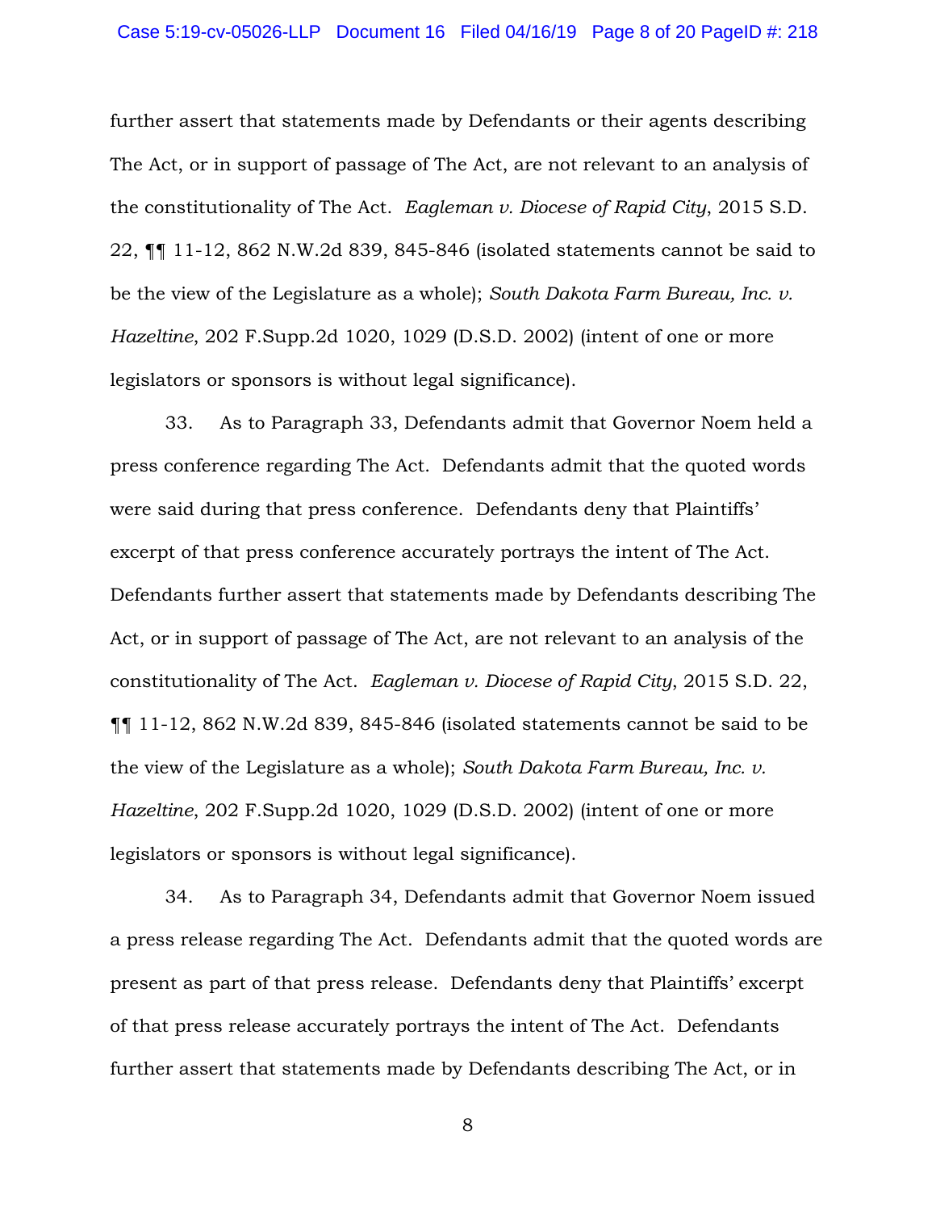further assert that statements made by Defendants or their agents describing The Act, or in support of passage of The Act, are not relevant to an analysis of the constitutionality of The Act. *Eagleman v. Diocese of Rapid City*, 2015 S.D. 22, ¶¶ 11-12, 862 N.W.2d 839, 845-846 (isolated statements cannot be said to be the view of the Legislature as a whole); *South Dakota Farm Bureau, Inc. v. Hazeltine*, 202 F.Supp.2d 1020, 1029 (D.S.D. 2002) (intent of one or more legislators or sponsors is without legal significance).

33. As to Paragraph 33, Defendants admit that Governor Noem held a press conference regarding The Act. Defendants admit that the quoted words were said during that press conference. Defendants deny that Plaintiffs' excerpt of that press conference accurately portrays the intent of The Act. Defendants further assert that statements made by Defendants describing The Act, or in support of passage of The Act, are not relevant to an analysis of the constitutionality of The Act. *Eagleman v. Diocese of Rapid City*, 2015 S.D. 22, ¶¶ 11-12, 862 N.W.2d 839, 845-846 (isolated statements cannot be said to be the view of the Legislature as a whole); *South Dakota Farm Bureau, Inc. v. Hazeltine*, 202 F.Supp.2d 1020, 1029 (D.S.D. 2002) (intent of one or more legislators or sponsors is without legal significance).

34. As to Paragraph 34, Defendants admit that Governor Noem issued a press release regarding The Act. Defendants admit that the quoted words are present as part of that press release. Defendants deny that Plaintiffs' excerpt of that press release accurately portrays the intent of The Act. Defendants further assert that statements made by Defendants describing The Act, or in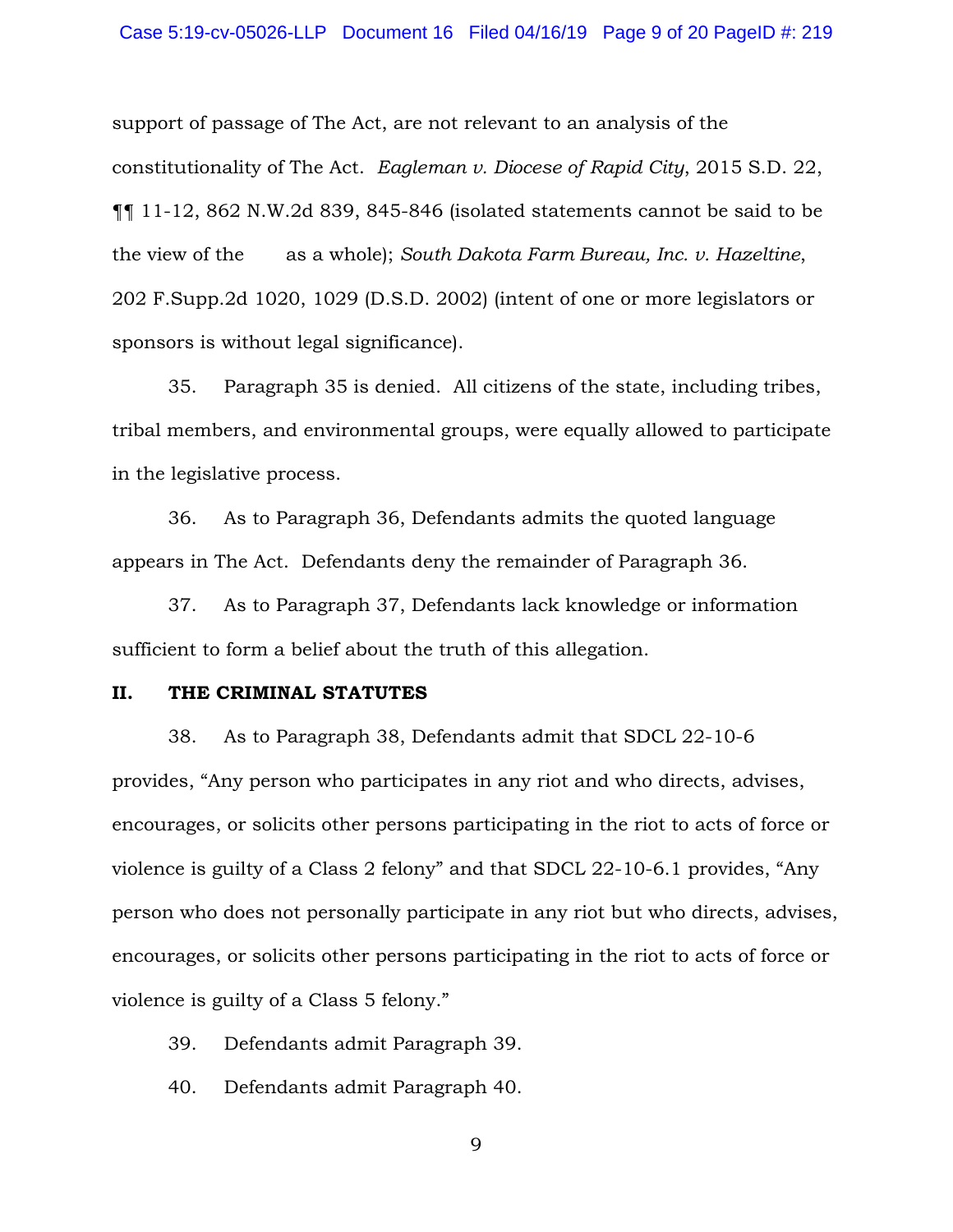support of passage of The Act, are not relevant to an analysis of the constitutionality of The Act. *Eagleman v. Diocese of Rapid City*, 2015 S.D. 22, ¶¶ 11-12, 862 N.W.2d 839, 845-846 (isolated statements cannot be said to be the view of the as a whole); *South Dakota Farm Bureau, Inc. v. Hazeltine*, 202 F.Supp.2d 1020, 1029 (D.S.D. 2002) (intent of one or more legislators or sponsors is without legal significance).

35. Paragraph 35 is denied. All citizens of the state, including tribes, tribal members, and environmental groups, were equally allowed to participate in the legislative process.

36. As to Paragraph 36, Defendants admits the quoted language appears in The Act. Defendants deny the remainder of Paragraph 36.

37. As to Paragraph 37, Defendants lack knowledge or information sufficient to form a belief about the truth of this allegation.

## II. THE CRIMINAL STATUTES

38. As to Paragraph 38, Defendants admit that SDCL 22-10-6 provides, "Any person who participates in any riot and who directs, advises, encourages, or solicits other persons participating in the riot to acts of force or violence is guilty of a Class 2 felony" and that SDCL 22-10-6.1 provides, "Any person who does not personally participate in any riot but who directs, advises, encourages, or solicits other persons participating in the riot to acts of force or violence is guilty of a Class 5 felony."

39. Defendants admit Paragraph 39.

40. Defendants admit Paragraph 40.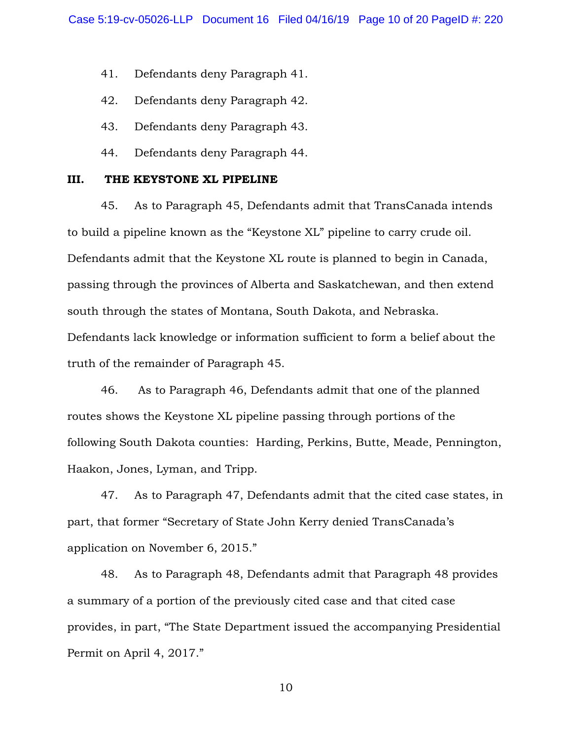41. Defendants deny Paragraph 41.

42. Defendants deny Paragraph 42.

43. Defendants deny Paragraph 43.

44. Defendants deny Paragraph 44.

## III. THE KEYSTONE XL PIPELINE

45. As to Paragraph 45, Defendants admit that TransCanada intends to build a pipeline known as the "Keystone XL" pipeline to carry crude oil. Defendants admit that the Keystone XL route is planned to begin in Canada, passing through the provinces of Alberta and Saskatchewan, and then extend south through the states of Montana, South Dakota, and Nebraska. Defendants lack knowledge or information sufficient to form a belief about the truth of the remainder of Paragraph 45.

46. As to Paragraph 46, Defendants admit that one of the planned routes shows the Keystone XL pipeline passing through portions of the following South Dakota counties: Harding, Perkins, Butte, Meade, Pennington, Haakon, Jones, Lyman, and Tripp.

47. As to Paragraph 47, Defendants admit that the cited case states, in part, that former "Secretary of State John Kerry denied TransCanada's application on November 6, 2015."

48. As to Paragraph 48, Defendants admit that Paragraph 48 provides a summary of a portion of the previously cited case and that cited case provides, in part, "The State Department issued the accompanying Presidential Permit on April 4, 2017."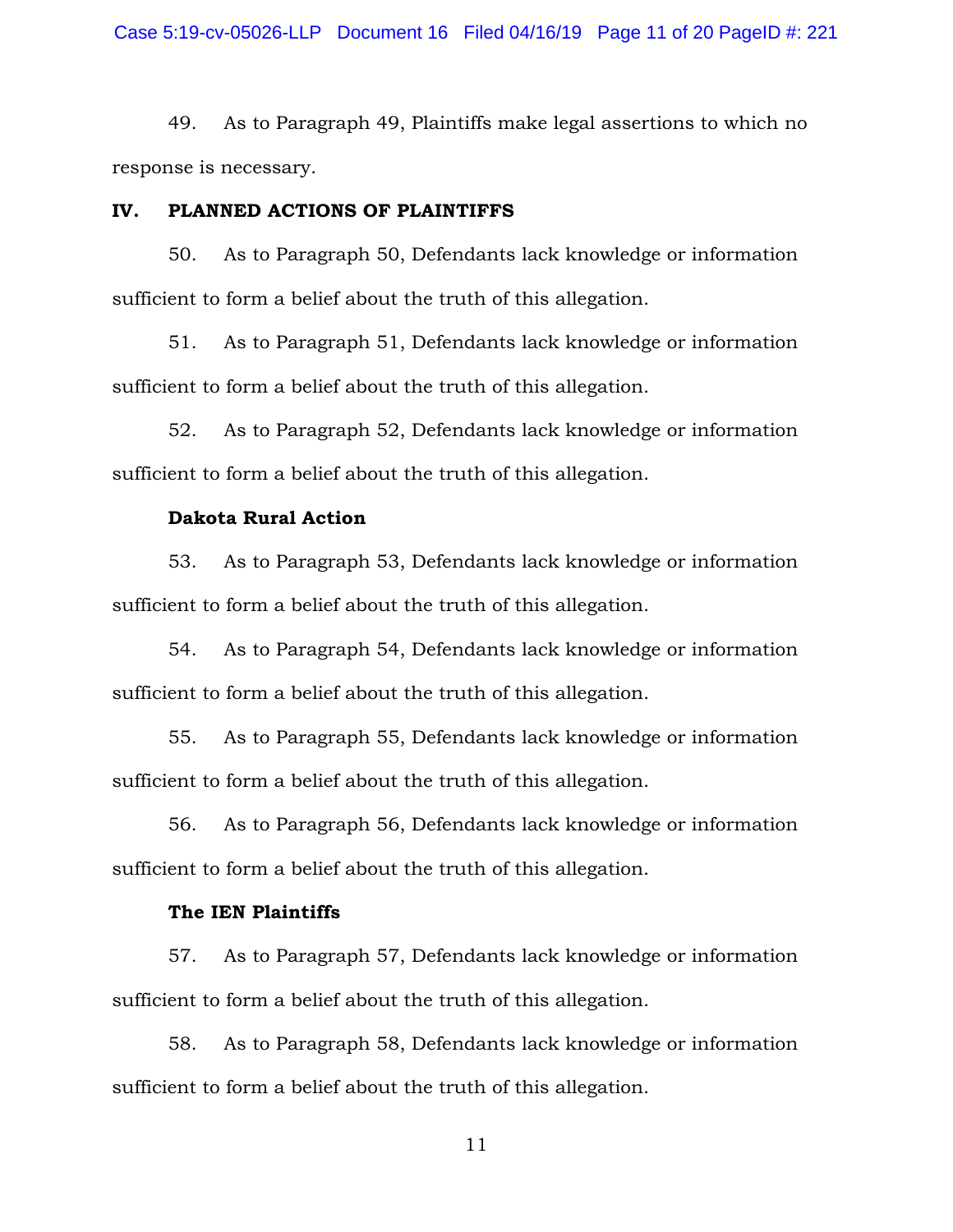49. As to Paragraph 49, Plaintiffs make legal assertions to which no response is necessary.

## IV. PLANNED ACTIONS OF PLAINTIFFS

50. As to Paragraph 50, Defendants lack knowledge or information sufficient to form a belief about the truth of this allegation.

51. As to Paragraph 51, Defendants lack knowledge or information sufficient to form a belief about the truth of this allegation.

52. As to Paragraph 52, Defendants lack knowledge or information sufficient to form a belief about the truth of this allegation.

### Dakota Rural Action

53. As to Paragraph 53, Defendants lack knowledge or information sufficient to form a belief about the truth of this allegation.

54. As to Paragraph 54, Defendants lack knowledge or information sufficient to form a belief about the truth of this allegation.

55. As to Paragraph 55, Defendants lack knowledge or information sufficient to form a belief about the truth of this allegation.

56. As to Paragraph 56, Defendants lack knowledge or information sufficient to form a belief about the truth of this allegation.

### The IEN Plaintiffs

57. As to Paragraph 57, Defendants lack knowledge or information sufficient to form a belief about the truth of this allegation.

58. As to Paragraph 58, Defendants lack knowledge or information sufficient to form a belief about the truth of this allegation.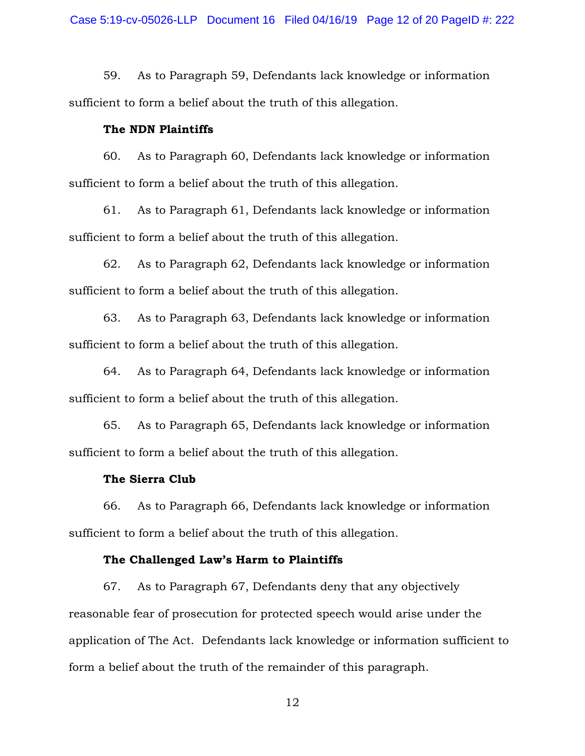59. As to Paragraph 59, Defendants lack knowledge or information sufficient to form a belief about the truth of this allegation.

**The NDN Plaintiffs**

60. As to Paragraph 60, Defendants lack knowledge or information sufficient to form a belief about the truth of this allegation.

61. As to Paragraph 61, Defendants lack knowledge or information sufficient to form a belief about the truth of this allegation.

62. As to Paragraph 62, Defendants lack knowledge or information sufficient to form a belief about the truth of this allegation.

63. As to Paragraph 63, Defendants lack knowledge or information sufficient to form a belief about the truth of this allegation.

64. As to Paragraph 64, Defendants lack knowledge or information sufficient to form a belief about the truth of this allegation.

65. As to Paragraph 65, Defendants lack knowledge or information sufficient to form a belief about the truth of this allegation.

**The Sierra Club**

66. As to Paragraph 66, Defendants lack knowledge or information sufficient to form a belief about the truth of this allegation.

**The Challenged Law's Harm to Plaintiffs**

67. As to Paragraph 67, Defendants deny that any objectively reasonable fear of prosecution for protected speech would arise under the application of The Act. Defendants lack knowledge or information sufficient to form a belief about the truth of the remainder of this paragraph.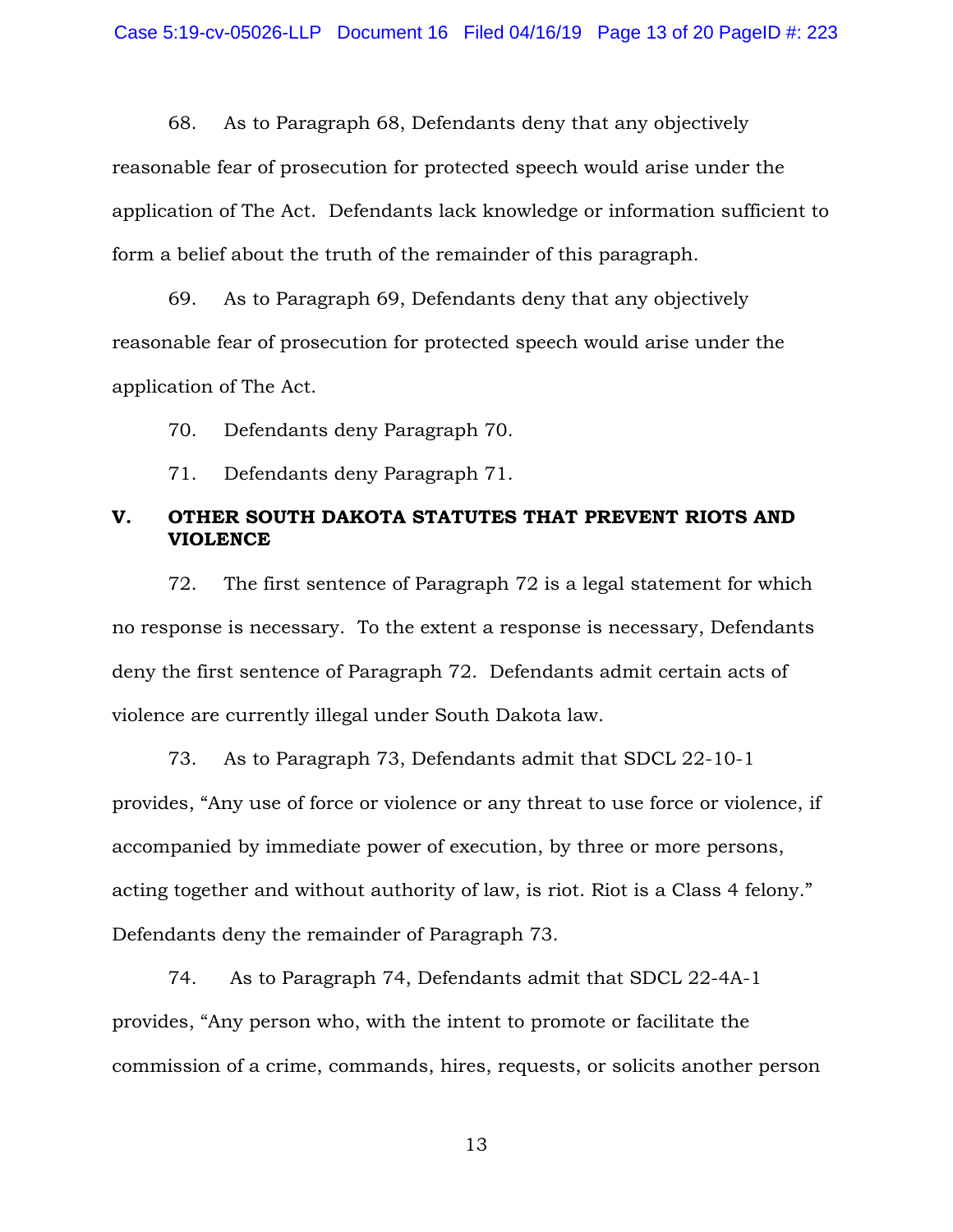68. As to Paragraph 68, Defendants deny that any objectively reasonable fear of prosecution for protected speech would arise under the application of The Act. Defendants lack knowledge or information sufficient to form a belief about the truth of the remainder of this paragraph.

69. As to Paragraph 69, Defendants deny that any objectively reasonable fear of prosecution for protected speech would arise under the application of The Act.

70. Defendants deny Paragraph 70.

71. Defendants deny Paragraph 71.

## V. OTHER SOUTH DAKOTA STATUTES THAT PREVENT RIOTS AND VIOLENCE

72. The first sentence of Paragraph 72 is a legal statement for which no response is necessary. To the extent a response is necessary, Defendants deny the first sentence of Paragraph 72. Defendants admit certain acts of violence are currently illegal under South Dakota law.

73. As to Paragraph 73, Defendants admit that SDCL 22-10-1 provides, "Any use of force or violence or any threat to use force or violence, if accompanied by immediate power of execution, by three or more persons, acting together and without authority of law, is riot. Riot is a Class 4 felony." Defendants deny the remainder of Paragraph 73.

74. As to Paragraph 74, Defendants admit that SDCL 22-4A-1 provides, "Any person who, with the intent to promote or facilitate the commission of a crime, commands, hires, requests, or solicits another person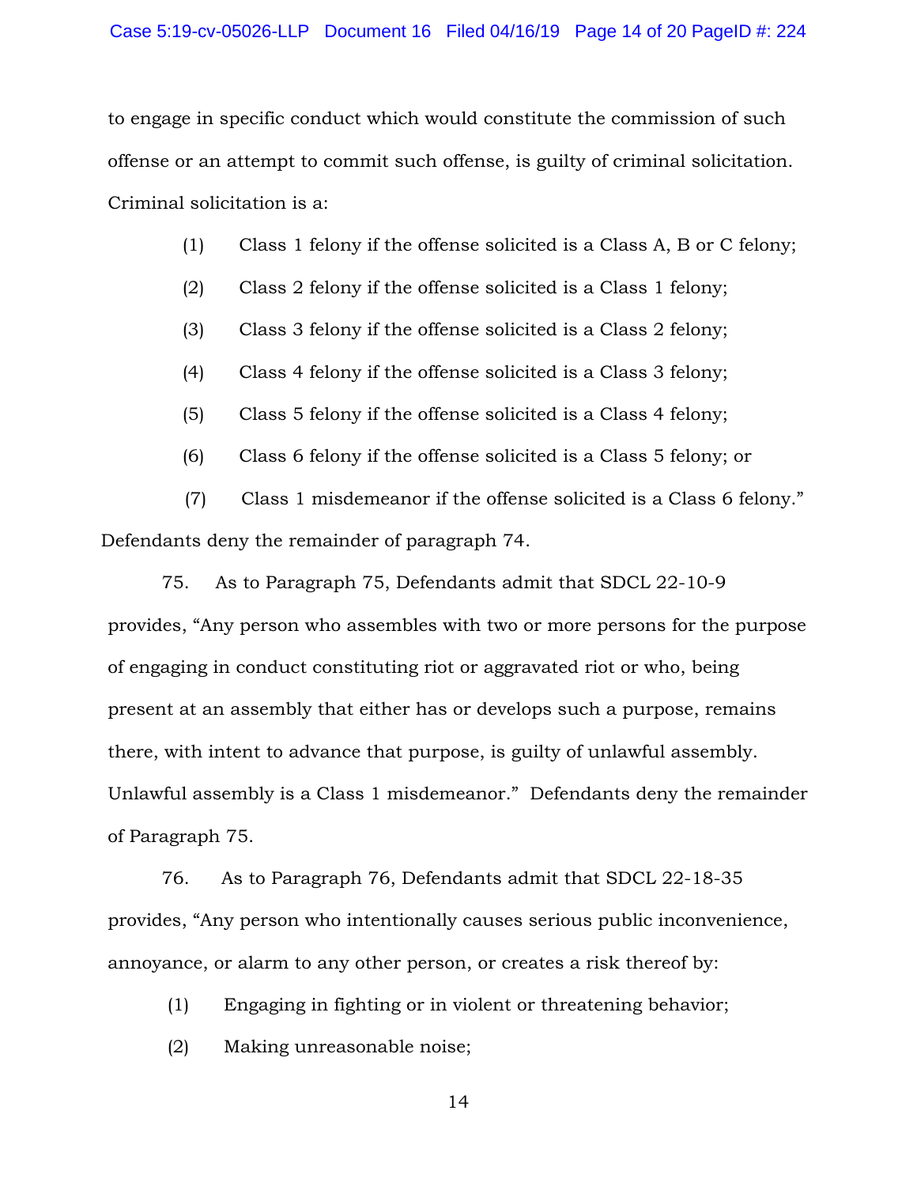to engage in specific conduct which would constitute the commission of such offense or an attempt to commit such offense, is guilty of criminal solicitation. Criminal solicitation is a:

(1) Class 1 felony if the offense solicited is a Class A, B or C felony;

(2) Class 2 felony if the offense solicited is a Class 1 felony;

(3) Class 3 felony if the offense solicited is a Class 2 felony;

(4) Class 4 felony if the offense solicited is a Class 3 felony;

(5) Class 5 felony if the offense solicited is a Class 4 felony;

(6) Class 6 felony if the offense solicited is a Class 5 felony; or

(7) Class 1 misdemeanor if the offense solicited is a Class 6 felony."

Defendants deny the remainder of paragraph 74.

75. As to Paragraph 75, Defendants admit that SDCL 22-10-9 provides, "Any person who assembles with two or more persons for the purpose of engaging in conduct constituting riot or aggravated riot or who, being present at an assembly that either has or develops such a purpose, remains there, with intent to advance that purpose, is guilty of unlawful assembly. Unlawful assembly is a Class 1 misdemeanor." Defendants deny the remainder of Paragraph 75.

76. As to Paragraph 76, Defendants admit that SDCL 22-18-35 provides, "Any person who intentionally causes serious public inconvenience, annoyance, or alarm to any other person, or creates a risk thereof by:

(1) Engaging in fighting or in violent or threatening behavior;

(2) Making unreasonable noise;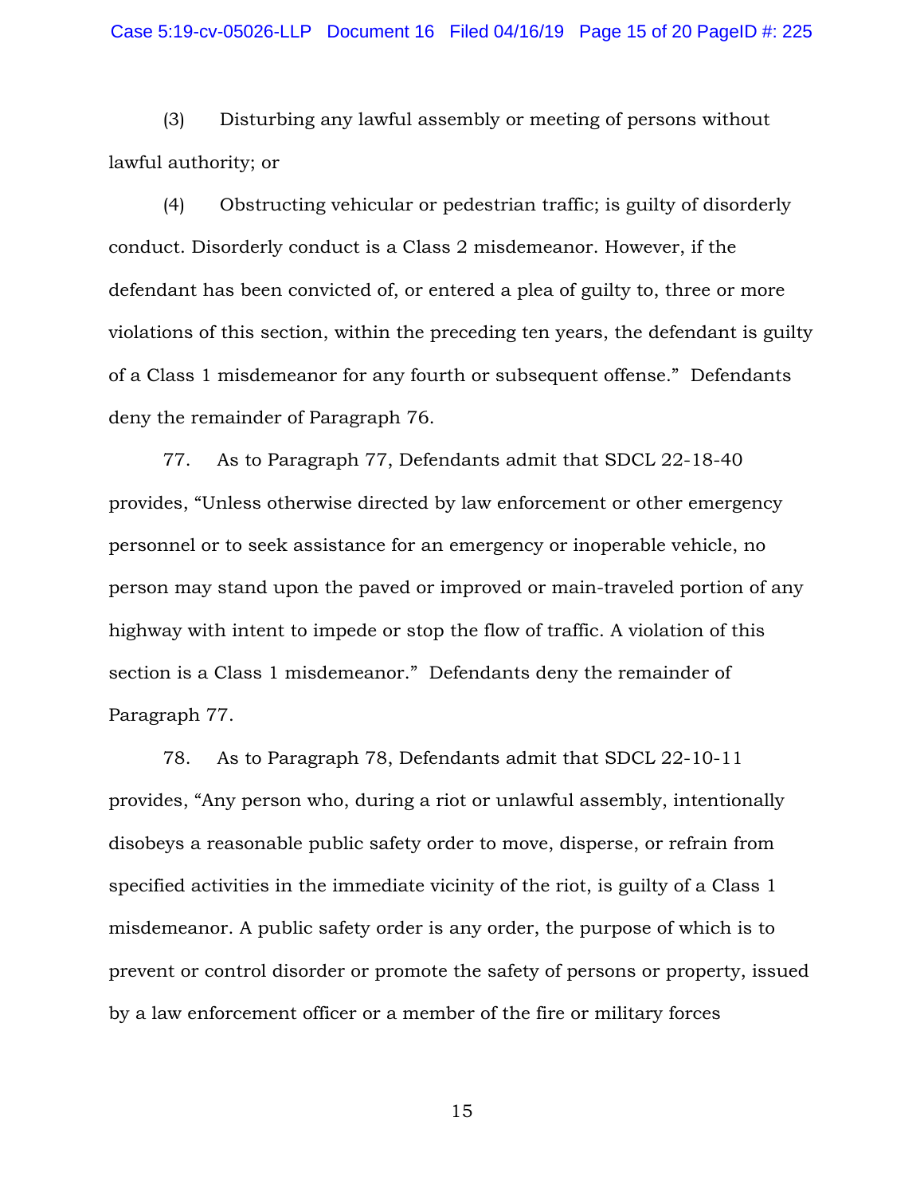(3) Disturbing any lawful assembly or meeting of persons without lawful authority; or

(4) Obstructing vehicular or pedestrian traffic; is guilty of disorderly conduct. Disorderly conduct is a Class 2 misdemeanor. However, if the defendant has been convicted of, or entered a plea of guilty to, three or more violations of this section, within the preceding ten years, the defendant is guilty of a Class 1 misdemeanor for any fourth or subsequent offense." Defendants deny the remainder of Paragraph 76.

77. As to Paragraph 77, Defendants admit that SDCL 22-18-40 provides, "Unless otherwise directed by law enforcement or other emergency personnel or to seek assistance for an emergency or inoperable vehicle, no person may stand upon the paved or improved or main-traveled portion of any highway with intent to impede or stop the flow of traffic. A violation of this section is a Class 1 misdemeanor." Defendants deny the remainder of Paragraph 77.

78. As to Paragraph 78, Defendants admit that SDCL 22-10-11 provides, "Any person who, during a riot or unlawful assembly, intentionally disobeys a reasonable public safety order to move, disperse, or refrain from specified activities in the immediate vicinity of the riot, is guilty of a Class 1 misdemeanor. A public safety order is any order, the purpose of which is to prevent or control disorder or promote the safety of persons or property, issued by a law enforcement officer or a member of the fire or military forces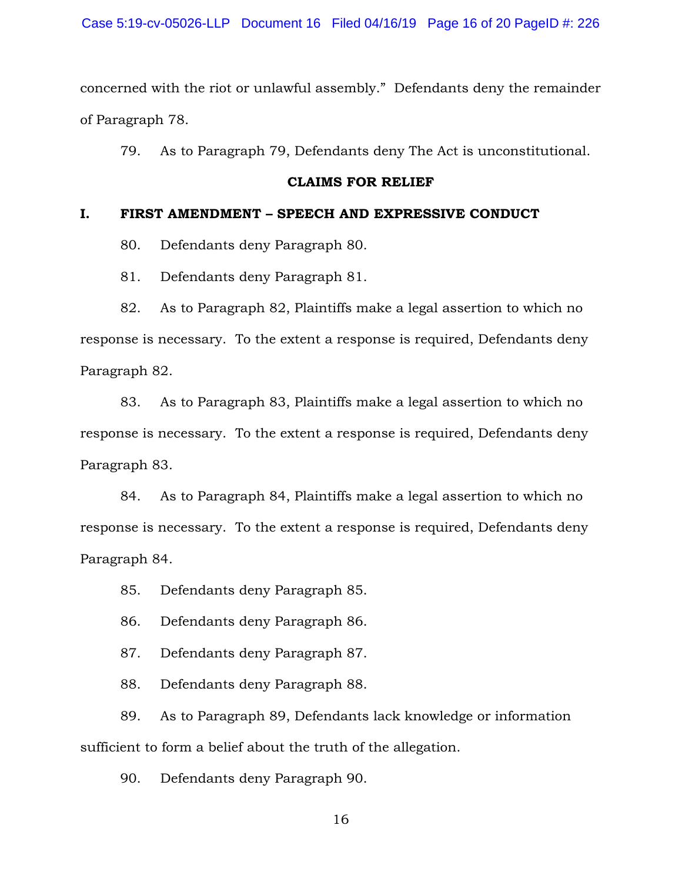concerned with the riot or unlawful assembly." Defendants deny the remainder of Paragraph 78.

79. As to Paragraph 79, Defendants deny The Act is unconstitutional.

## CLAIMS FOR RELIEF

### I. FIRST AMENDMENT – SPEECH AND EXPRESSIVE CONDUCT

80. Defendants deny Paragraph 80.

81. Defendants deny Paragraph 81.

82. As to Paragraph 82, Plaintiffs make a legal assertion to which no response is necessary. To the extent a response is required, Defendants deny Paragraph 82.

83. As to Paragraph 83, Plaintiffs make a legal assertion to which no response is necessary. To the extent a response is required, Defendants deny Paragraph 83.

84. As to Paragraph 84, Plaintiffs make a legal assertion to which no response is necessary. To the extent a response is required, Defendants deny Paragraph 84.

85. Defendants deny Paragraph 85.

86. Defendants deny Paragraph 86.

87. Defendants deny Paragraph 87.

88. Defendants deny Paragraph 88.

89. As to Paragraph 89, Defendants lack knowledge or information sufficient to form a belief about the truth of the allegation.

90. Defendants deny Paragraph 90.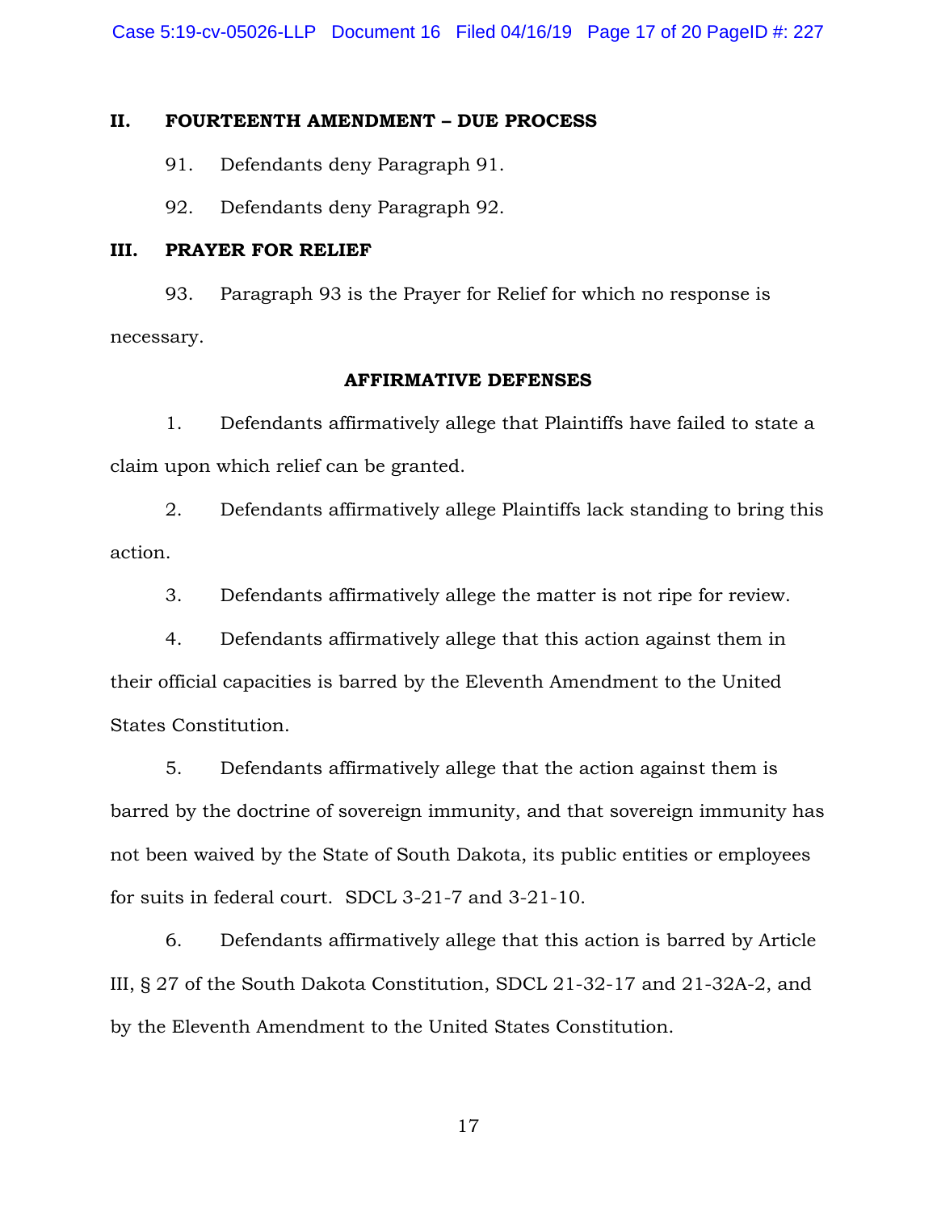## II. FOURTEENTH AMENDMENT – DUE PROCESS

91. Defendants deny Paragraph 91.

92. Defendants deny Paragraph 92.

## III. PRAYER FOR RELIEF

93. Paragraph 93 is the Prayer for Relief for which no response is necessary.

## AFFIRMATIVE DEFENSES

1. Defendants affirmatively allege that Plaintiffs have failed to state a claim upon which relief can be granted.

2. Defendants affirmatively allege Plaintiffs lack standing to bring this action.

3. Defendants affirmatively allege the matter is not ripe for review.

4. Defendants affirmatively allege that this action against them in their official capacities is barred by the Eleventh Amendment to the United States Constitution.

5. Defendants affirmatively allege that the action against them is barred by the doctrine of sovereign immunity, and that sovereign immunity has not been waived by the State of South Dakota, its public entities or employees for suits in federal court. SDCL 3-21-7 and 3-21-10.

6. Defendants affirmatively allege that this action is barred by Article III, § 27 of the South Dakota Constitution, SDCL 21-32-17 and 21-32A-2, and by the Eleventh Amendment to the United States Constitution.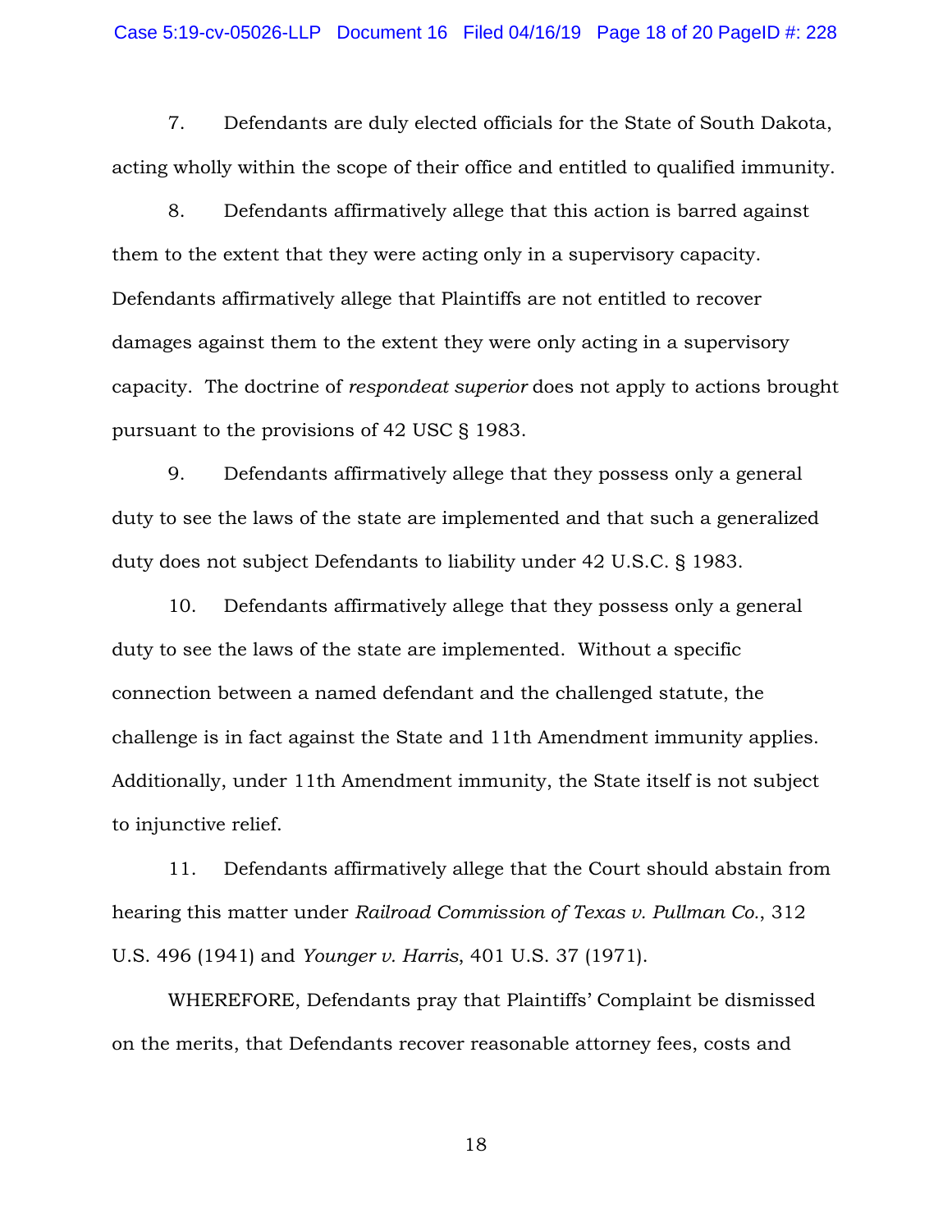7. Defendants are duly elected officials for the State of South Dakota, acting wholly within the scope of their office and entitled to qualified immunity.

8. Defendants affirmatively allege that this action is barred against them to the extent that they were acting only in a supervisory capacity. Defendants affirmatively allege that Plaintiffs are not entitled to recover damages against them to the extent they were only acting in a supervisory capacity. The doctrine of *respondeat superior* does not apply to actions brought pursuant to the provisions of 42 USC § 1983.

9. Defendants affirmatively allege that they possess only a general duty to see the laws of the state are implemented and that such a generalized duty does not subject Defendants to liability under 42 U.S.C. § 1983.

10. Defendants affirmatively allege that they possess only a general duty to see the laws of the state are implemented. Without a specific connection between a named defendant and the challenged statute, the challenge is in fact against the State and 11th Amendment immunity applies. Additionally, under 11th Amendment immunity, the State itself is not subject to injunctive relief.

11. Defendants affirmatively allege that the Court should abstain from hearing this matter under *Railroad Commission of Texas v. Pullman Co.*, 312 U.S. 496 (1941) and *Younger v. Harris*, 401 U.S. 37 (1971).

WHEREFORE, Defendants pray that Plaintiffs' Complaint be dismissed on the merits, that Defendants recover reasonable attorney fees, costs and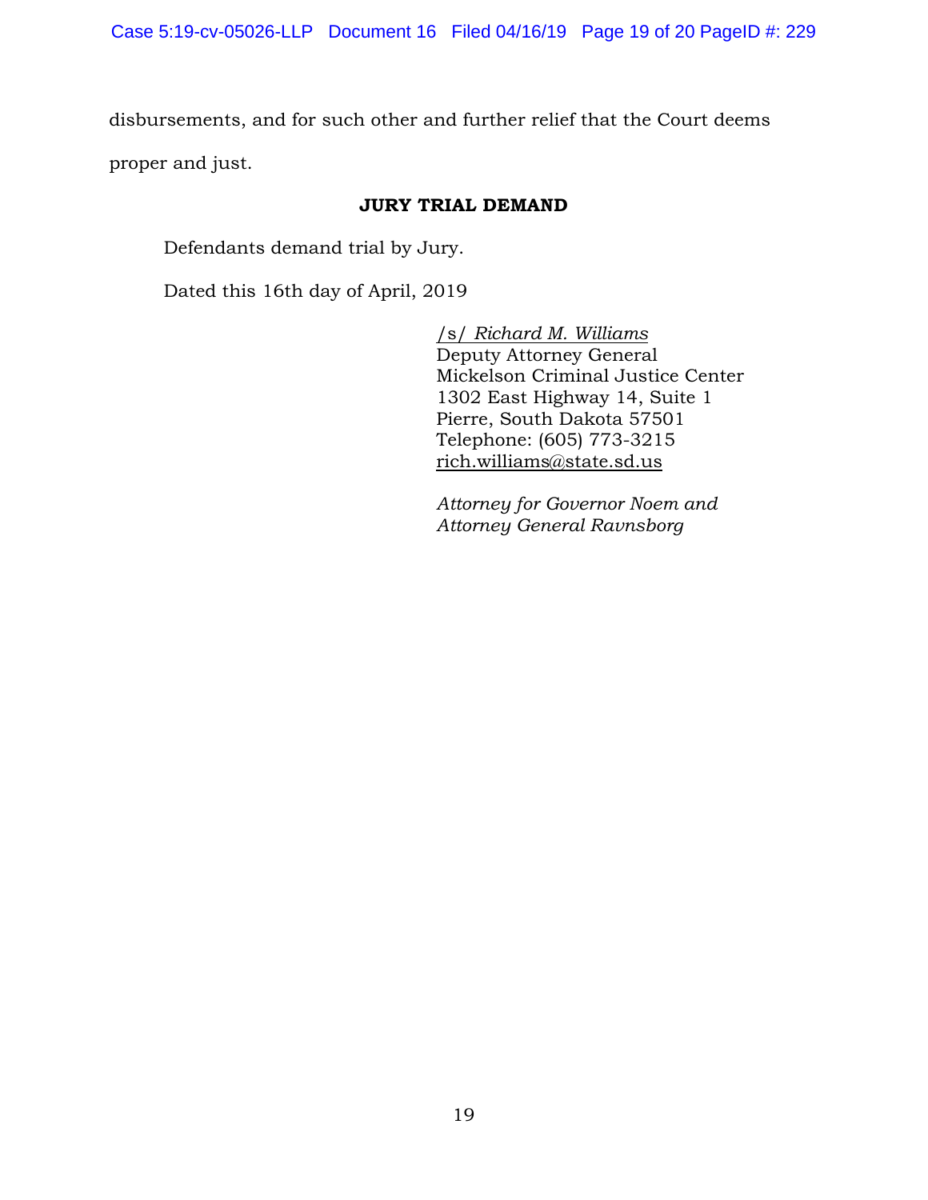disbursements, and for such other and further relief that the Court deems proper and just.

**JURY TRIAL DEMAND**

Defendants demand trial by Jury.

Dated this 16th day of April, 2019

/s/ *Richard M. Williams*
Deputy Attorney General
Mickelson Criminal Justice Center
1302 East Highway 14, Suite 1
Pierre, South Dakota 57501
Telephone: (605) 773-3215
rich.williams@state.sd.us

*Attorney for Governor Noem and Attorney General Ravnsborg*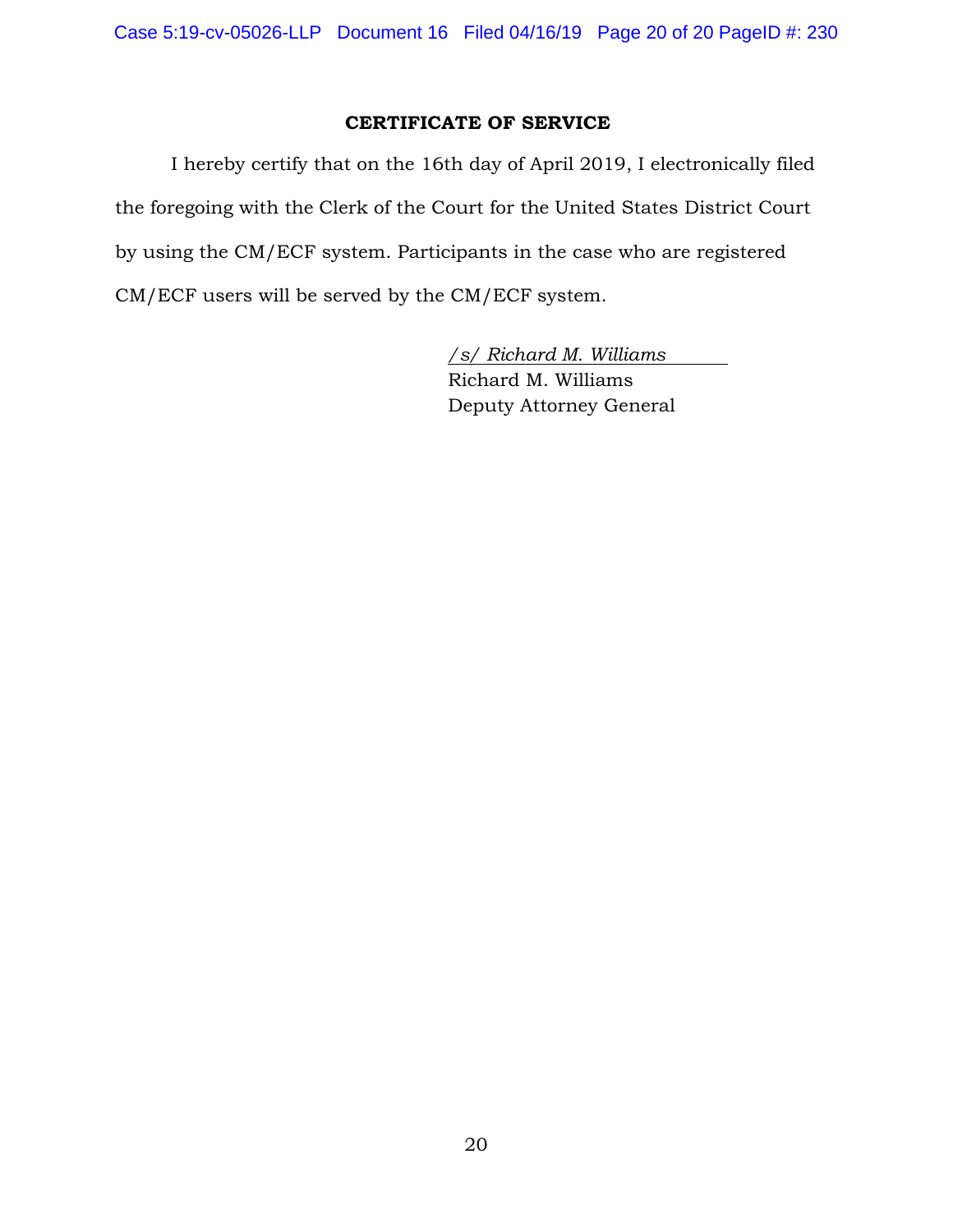## CERTIFICATE OF SERVICE

I hereby certify that on the 16th day of April 2019, I electronically filed the foregoing with the Clerk of the Court for the United States District Court by using the CM/ECF system. Participants in the case who are registered CM/ECF users will be served by the CM/ECF system.

*/s/ Richard M. Williams*
Richard M. Williams
Deputy Attorney General